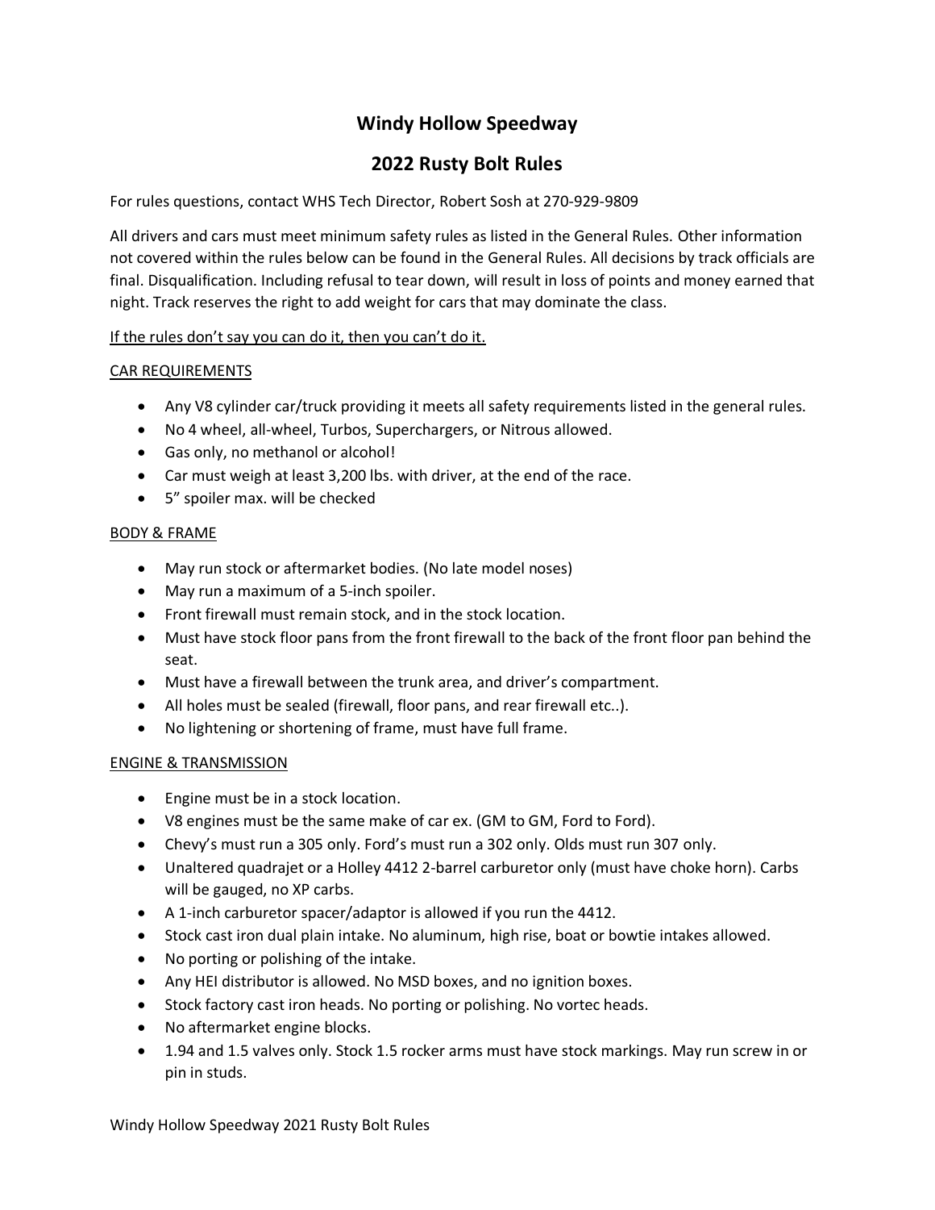# Windy Hollow Speedway

## 2022 Rusty Bolt Rules

For rules questions, contact WHS Tech Director, Robert Sosh at 270-929-9809

All drivers and cars must meet minimum safety rules as listed in the General Rules. Other information not covered within the rules below can be found in the General Rules. All decisions by track officials are final. Disqualification. Including refusal to tear down, will result in loss of points and money earned that night. Track reserves the right to add weight for cars that may dominate the class.

<u>If the rules don't say you can do it, then you can't do it.</u>

### <u>CAR REQUIREMENTS</u>

- Any V8 cylinder car/truck providing it meets all safety requirements listed in the general rules.
- No 4 wheel, all-wheel, Turbos, Superchargers, or Nitrous allowed.
- Gas only, no methanol or alcohol!
- Car must weigh at least 3,200 lbs. with driver, at the end of the race.
- 5" spoiler max. will be checked

### <u>BODY & FRAME</u>

- May run stock or aftermarket bodies. (No late model noses)
- May run a maximum of a 5-inch spoiler.
- Front firewall must remain stock, and in the stock location.
- Must have stock floor pans from the front firewall to the back of the front floor pan behind the seat.
- Must have a firewall between the trunk area, and driver's compartment.
- All holes must be sealed (firewall, floor pans, and rear firewall etc..).
- No lightening or shortening of frame, must have full frame.

### <u>ENGINE & TRANSMISSION</u>

- Engine must be in a stock location.
- V8 engines must be the same make of car ex. (GM to GM, Ford to Ford).
- Chevy's must run a 305 only. Ford's must run a 302 only. Olds must run 307 only.
- Unaltered quadrajet or a Holley 4412 2-barrel carburetor only (must have choke horn). Carbs will be gauged, no XP carbs.
- A 1-inch carburetor spacer/adaptor is allowed if you run the 4412.
- Stock cast iron dual plain intake. No aluminum, high rise, boat or bowtie intakes allowed.
- No porting or polishing of the intake.
- Any HEI distributor is allowed. No MSD boxes, and no ignition boxes.
- Stock factory cast iron heads. No porting or polishing. No vortec heads.
- No aftermarket engine blocks.
- 1.94 and 1.5 valves only. Stock 1.5 rocker arms must have stock markings. May run screw in or pin in studs.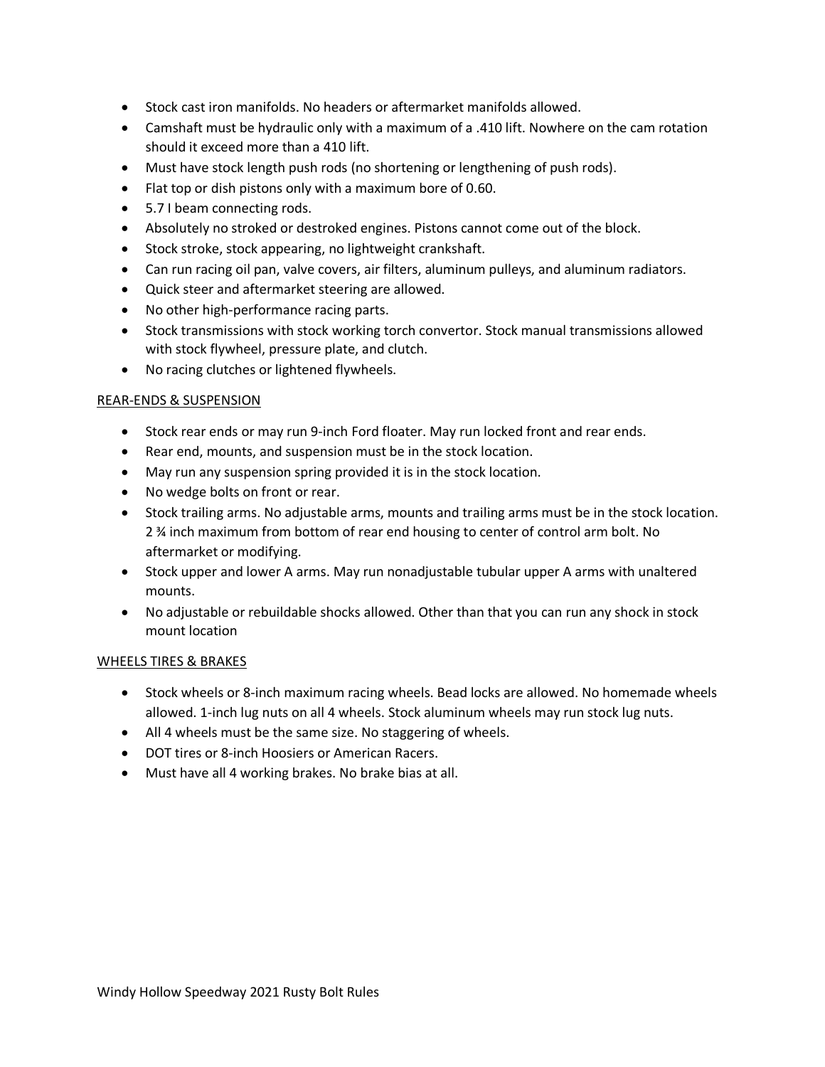- Stock cast iron manifolds. No headers or aftermarket manifolds allowed.
- Camshaft must be hydraulic only with a maximum of a .410 lift. Nowhere on the cam rotation should it exceed more than a 410 lift.
- Must have stock length push rods (no shortening or lengthening of push rods).
- Flat top or dish pistons only with a maximum bore of 0.60.
- 5.7 I beam connecting rods.
- Absolutely no stroked or destroked engines. Pistons cannot come out of the block.
- Stock stroke, stock appearing, no lightweight crankshaft.
- Can run racing oil pan, valve covers, air filters, aluminum pulleys, and aluminum radiators.
- Quick steer and aftermarket steering are allowed.
- No other high-performance racing parts.
- Stock transmissions with stock working torch convertor. Stock manual transmissions allowed with stock flywheel, pressure plate, and clutch.
- No racing clutches or lightened flywheels.

REAR-ENDS & SUSPENSION

- Stock rear ends or may run 9-inch Ford floater. May run locked front and rear ends.
- Rear end, mounts, and suspension must be in the stock location.
- May run any suspension spring provided it is in the stock location.
- No wedge bolts on front or rear.
- Stock trailing arms. No adjustable arms, mounts and trailing arms must be in the stock location. 2 ¾ inch maximum from bottom of rear end housing to center of control arm bolt. No aftermarket or modifying.
- Stock upper and lower A arms. May run nonadjustable tubular upper A arms with unaltered mounts.
- No adjustable or rebuildable shocks allowed. Other than that you can run any shock in stock mount location

WHEELS TIRES & BRAKES

- Stock wheels or 8-inch maximum racing wheels. Bead locks are allowed. No homemade wheels allowed. 1-inch lug nuts on all 4 wheels. Stock aluminum wheels may run stock lug nuts.
- All 4 wheels must be the same size. No staggering of wheels.
- DOT tires or 8-inch Hoosiers or American Racers.
- Must have all 4 working brakes. No brake bias at all.